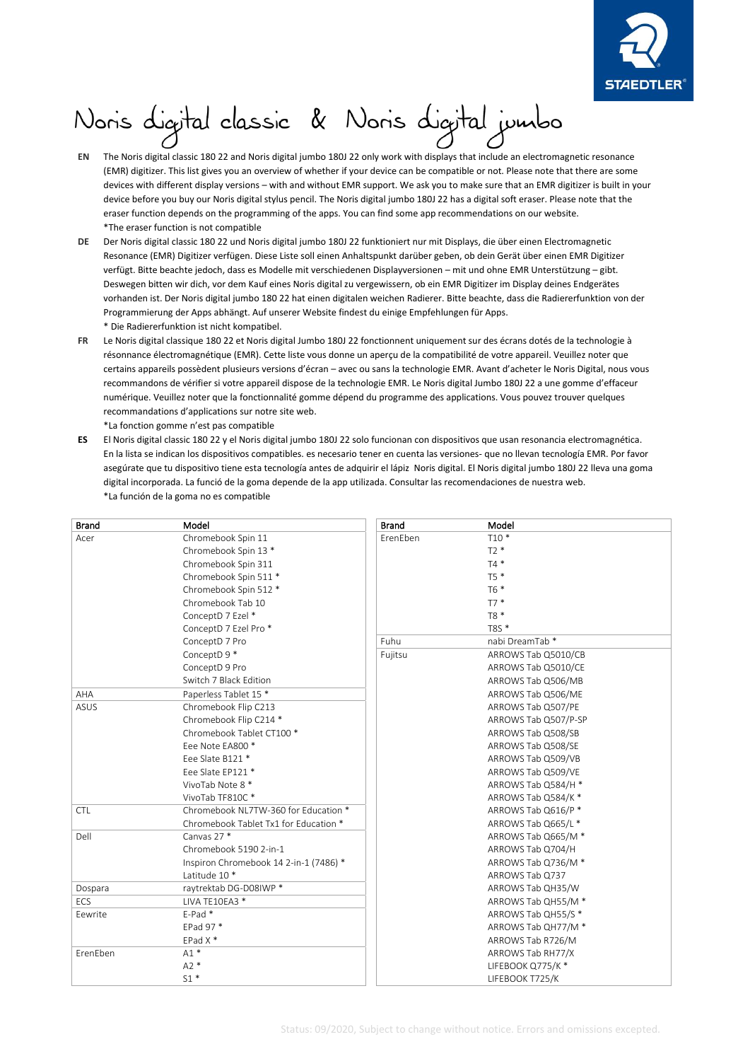# Noris digital classic & Noris digital jumbo

**EN** The Noris digital classic 180 22 and Noris digital jumbo 180J 22 only work with displays that include an electromagnetic resonance (EMR) digitizer. This list gives you an overview of whether if your device can be compatible or not. Please note that there are some devices with different display versions – with and without EMR support. We ask you to make sure that an EMR digitizer is built in your device before you buy our Noris digital stylus pencil. The Noris digital jumbo 180J 22 has a digital soft eraser. Please note that the eraser function depends on the programming of the apps. You can find some app recommendations on our website.
*The eraser function is not compatible

**DE** Der Noris digital classic 180 22 und Noris digital jumbo 180J 22 funktioniert nur mit Displays, die über einen Electromagnetic Resonance (EMR) Digitizer verfügen. Diese Liste soll einen Anhaltspunkt darüber geben, ob dein Gerät über einen EMR Digitizer verfügt. Bitte beachte jedoch, dass es Modelle mit verschiedenen Displayversionen – mit und ohne EMR Unterstützung – gibt. Deswegen bitten wir dich, vor dem Kauf eines Noris digital zu vergewissern, ob ein EMR Digitizer im Display deines Endgerätes vorhanden ist. Der Noris digital jumbo 180 22 hat einen digitalen weichen Radierer. Bitte beachte, dass die Radiererfunktion von der Programmierung der Apps abhängt. Auf unserer Website findest du einige Empfehlungen für Apps.
* Die Radiererfunktion ist nicht kompatibel.

**FR** Le Noris digital classique 180 22 et Noris digital Jumbo 180J 22 fonctionnent uniquement sur des écrans dotés de la technologie à résonnance électromagnétique (EMR). Cette liste vous donne un aperçu de la compatibilité de votre appareil. Veuillez noter que certains appareils possèdent plusieurs versions d'écran – avec ou sans la technologie EMR. Avant d'acheter le Noris Digital, nous vous recommandons de vérifier si votre appareil dispose de la technologie EMR. Le Noris digital Jumbo 180J 22 a une gomme d'effaceur numérique. Veuillez noter que la fonctionnalité gomme dépend du programme des applications. Vous pouvez trouver quelques recommandations d'applications sur notre site web.
*La fonction gomme n'est pas compatible

**ES** El Noris digital classic 180 22 y el Noris digital jumbo 180J 22 solo funcionan con dispositivos que usan resonancia electromagnética. En la lista se indican los dispositivos compatibles. es necesario tener en cuenta las versiones- que no llevan tecnología EMR. Por favor asegúrate que tu dispositivo tiene esta tecnología antes de adquirir el lápiz Noris digital. El Noris digital jumbo 180J 22 lleva una goma digital incorporada. La funció de la goma depende de la app utilizada. Consultar las recomendaciones de nuestra web.
*La función de la goma no es compatible

| Brand | Model |
|---|---|
| Acer | Chromebook Spin 11 |
| | Chromebook Spin 13 * |
| | Chromebook Spin 311 |
| | Chromebook Spin 511 * |
| | Chromebook Spin 512 * |
| | Chromebook Tab 10 |
| | ConceptD 7 Ezel * |
| | ConceptD 7 Ezel Pro * |
| | ConceptD 7 Pro |
| | ConceptD 9 * |
| | ConceptD 9 Pro |
| | Switch 7 Black Edition |
| AHA | Paperless Tablet 15 * |
| ASUS | Chromebook Flip C213 |
| | Chromebook Flip C214 * |
| | Chromebook Tablet CT100 * |
| | Eee Note EA800 * |
| | Eee Slate B121 * |
| | Eee Slate EP121 * |
| | VivoTab Note 8 * |
| | VivoTab TF810C * |
| CTL | Chromebook NL7TW-360 for Education * |
| | Chromebook Tablet Tx1 for Education * |
| Dell | Canvas 27 * |
| | Chromebook 5190 2-in-1 |
| | Inspiron Chromebook 14 2-in-1 (7486) * |
| | Latitude 10 * |
| Dospara | raytrektab DG-D08IWP * |
| ECS | LIVA TE10EA3 * |
| Eewrite | E-Pad * |
| | EPad 97 * |
| | EPad X * |
| ErenEben | A1 * |
| | A2 * |
| | S1 * |
| ErenEben | T10 * |
| | T2 * |
| | T4 * |
| | T5 * |
| | T6 * |
| | T7 * |
| | T8 * |
| | T8S * |
| Fuhu | nabi DreamTab * |
| Fujitsu | ARROWS Tab Q5010/CB |
| | ARROWS Tab Q5010/CE |
| | ARROWS Tab Q506/MB |
| | ARROWS Tab Q506/ME |
| | ARROWS Tab Q507/PE |
| | ARROWS Tab Q507/P-SP |
| | ARROWS Tab Q508/SB |
| | ARROWS Tab Q508/SE |
| | ARROWS Tab Q509/VB |
| | ARROWS Tab Q509/VE |
| | ARROWS Tab Q584/H * |
| | ARROWS Tab Q584/K * |
| | ARROWS Tab Q616/P * |
| | ARROWS Tab Q665/L * |
| | ARROWS Tab Q665/M * |
| | ARROWS Tab Q704/H |
| | ARROWS Tab Q736/M * |
| | ARROWS Tab Q737 |
| | ARROWS Tab QH35/W |
| | ARROWS Tab QH55/M * |
| | ARROWS Tab QH55/S * |
| | ARROWS Tab QH77/M * |
| | ARROWS Tab R726/M |
| | ARROWS Tab RH77/X |
| | LIFEBOOK Q775/K * |
| | LIFEBOOK T725/K |

Status: 09/2020, Subject to change without notice. Errors and omissions excepted.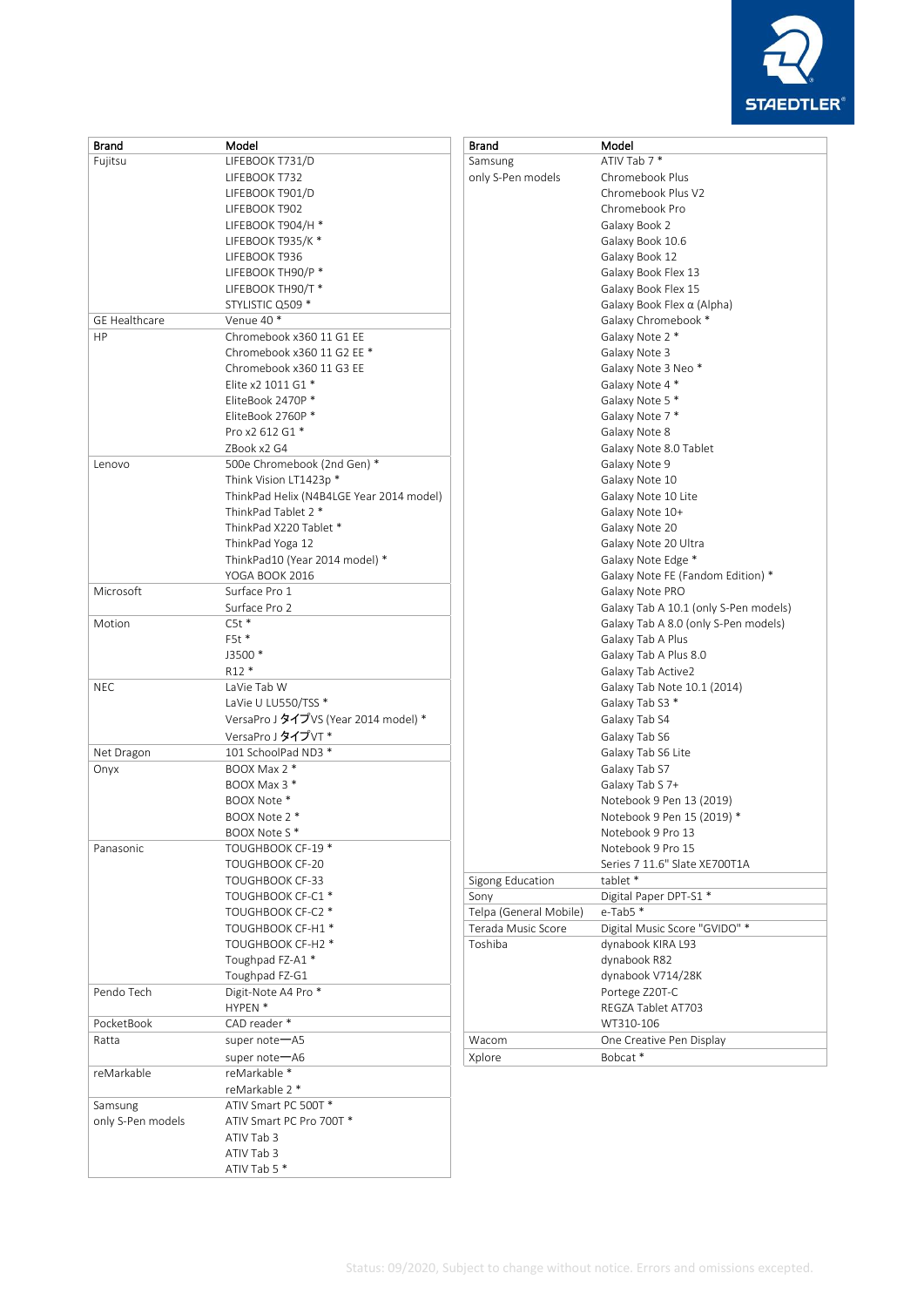STAEDTLER®

| Brand | Model |
|---|---|
| Fujitsu | LIFEBOOK T731/D |
| | LIFEBOOK T732 |
| | LIFEBOOK T901/D |
| | LIFEBOOK T902 |
| | LIFEBOOK T904/H * |
| | LIFEBOOK T935/K * |
| | LIFEBOOK T936 |
| | LIFEBOOK TH90/P * |
| | LIFEBOOK TH90/T * |
| | STYLISTIC Q509 * |
| GE Healthcare | Venue 40 * |
| HP | Chromebook x360 11 G1 EE |
| | Chromebook x360 11 G2 EE * |
| | Chromebook x360 11 G3 EE |
| | Elite x2 1011 G1 * |
| | EliteBook 2470P * |
| | EliteBook 2760P * |
| | Pro x2 612 G1 * |
| | ZBook x2 G4 |
| Lenovo | 500e Chromebook (2nd Gen) * |
| | Think Vision LT1423p * |
| | ThinkPad Helix (N4B4LGE Year 2014 model) |
| | ThinkPad Tablet 2 * |
| | ThinkPad X220 Tablet * |
| | ThinkPad Yoga 12 |
| | ThinkPad10 (Year 2014 model) * |
| | YOGA BOOK 2016 |
| Microsoft | Surface Pro 1 |
| | Surface Pro 2 |
| Motion | C5t * |
| | F5t * |
| | J3500 * |
| | R12 * |
| NEC | LaVie Tab W |
| | LaVie U LU550/TSS * |
| | VersaPro J タイプVS (Year 2014 model) * |
| | VersaPro J タイプVT * |
| Net Dragon | 101 SchoolPad ND3 * |
| Onyx | BOOX Max 2 * |
| | BOOX Max 3 * |
| | BOOX Note * |
| | BOOX Note 2 * |
| | BOOX Note S * |
| Panasonic | TOUGHBOOK CF-19 * |
| | TOUGHBOOK CF-20 |
| | TOUGHBOOK CF-33 |
| | TOUGHBOOK CF-C1 * |
| | TOUGHBOOK CF-C2 * |
| | TOUGHBOOK CF-H1 * |
| | TOUGHBOOK CF-H2 * |
| | Toughpad FZ-A1 * |
| | Toughpad FZ-G1 |
| Pendo Tech | Digit-Note A4 Pro * |
| | HYPEN * |
| PocketBook | CAD reader * |
| Ratta | super note—A5 |
| | super note—A6 |
| reMarkable | reMarkable * |
| | reMarkable 2 * |
| Samsung only S-Pen models | ATIV Smart PC 500T * |
| | ATIV Smart PC Pro 700T * |
| | ATIV Tab 3 |
| | ATIV Tab 3 |
| | ATIV Tab 5 * |

| Brand | Model |
|---|---|
| Samsung only S-Pen models | ATIV Tab 7 * |
| | Chromebook Plus |
| | Chromebook Plus V2 |
| | Chromebook Pro |
| | Galaxy Book 2 |
| | Galaxy Book 10.6 |
| | Galaxy Book 12 |
| | Galaxy Book Flex 13 |
| | Galaxy Book Flex 15 |
| | Galaxy Book Flex α (Alpha) |
| | Galaxy Chromebook * |
| | Galaxy Note 2 * |
| | Galaxy Note 3 |
| | Galaxy Note 3 Neo * |
| | Galaxy Note 4 * |
| | Galaxy Note 5 * |
| | Galaxy Note 7 * |
| | Galaxy Note 8 |
| | Galaxy Note 8.0 Tablet |
| | Galaxy Note 9 |
| | Galaxy Note 10 |
| | Galaxy Note 10 Lite |
| | Galaxy Note 10+ |
| | Galaxy Note 20 |
| | Galaxy Note 20 Ultra |
| | Galaxy Note Edge * |
| | Galaxy Note FE (Fandom Edition) * |
| | Galaxy Note PRO |
| | Galaxy Tab A 10.1 (only S-Pen models) |
| | Galaxy Tab A 8.0 (only S-Pen models) |
| | Galaxy Tab A Plus |
| | Galaxy Tab A Plus 8.0 |
| | Galaxy Tab Active2 |
| | Galaxy Tab Note 10.1 (2014) |
| | Galaxy Tab S3 * |
| | Galaxy Tab S4 |
| | Galaxy Tab S6 |
| | Galaxy Tab S6 Lite |
| | Galaxy Tab S7 |
| | Galaxy Tab S 7+ |
| | Notebook 9 Pen 13 (2019) |
| | Notebook 9 Pen 15 (2019) * |
| | Notebook 9 Pro 13 |
| | Notebook 9 Pro 15 |
| | Series 7 11.6" Slate XE700T1A |
| Sigong Education | tablet * |
| Sony | Digital Paper DPT-S1 * |
| Telpa (General Mobile) | e-Tab5 * |
| Terada Music Score | Digital Music Score "GVIDO" * |
| Toshiba | dynabook KIRA L93 |
| | dynabook R82 |
| | dynabook V714/28K |
| | Portege Z20T-C |
| | REGZA Tablet AT703 |
| | WT310-106 |
| Wacom | One Creative Pen Display |
| Xplore | Bobcat * |

Status: 09/2020, Subject to change without notice. Errors and omissions excepted.